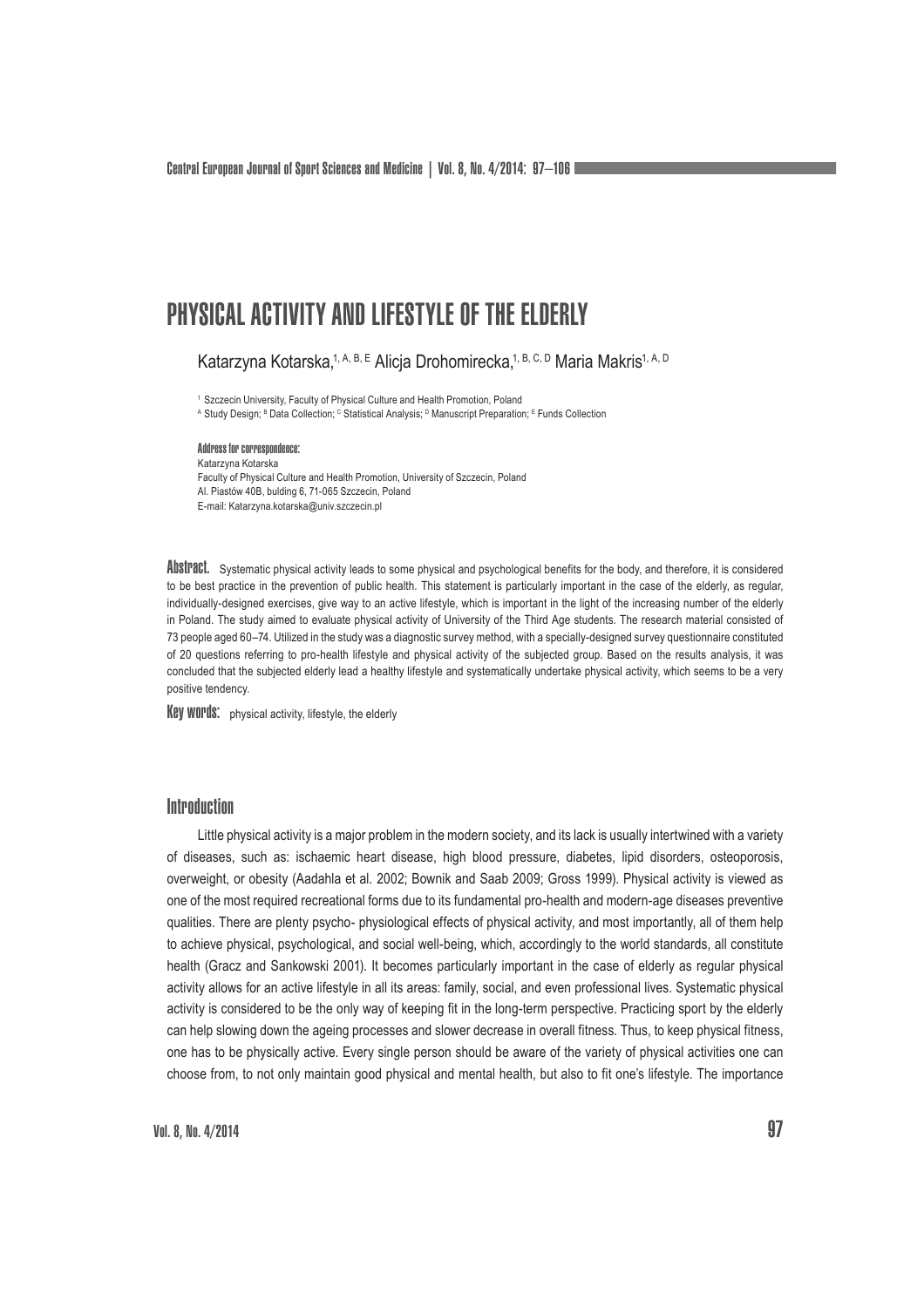# PHYSICAL ACTIVITY AND LIFESTYLE OF THE ELDERLY

Katarzyna Kotarska,[1, A, B, E] Alicja Drohomirecka,[1, B, C, D] Maria Makris[1, A, D]

[1] Szczecin University, Faculty of Physical Culture and Health Promotion, Poland
[A] Study Design; [B] Data Collection; [C] Statistical Analysis; [D] Manuscript Preparation; [E] Funds Collection

**Address for correspondence:**
Katarzyna Kotarska
Faculty of Physical Culture and Health Promotion, University of Szczecin, Poland
Al. Piastów 40B, bulding 6, 71-065 Szczecin, Poland
E-mail: Katarzyna.kotarska@univ.szczecin.pl

**Abstract.** Systematic physical activity leads to some physical and psychological benefits for the body, and therefore, it is considered to be best practice in the prevention of public health. This statement is particularly important in the case of the elderly, as regular, individually-designed exercises, give way to an active lifestyle, which is important in the light of the increasing number of the elderly in Poland. The study aimed to evaluate physical activity of University of the Third Age students. The research material consisted of 73 people aged 60–74. Utilized in the study was a diagnostic survey method, with a specially-designed survey questionnaire constituted of 20 questions referring to pro-health lifestyle and physical activity of the subjected group. Based on the results analysis, it was concluded that the subjected elderly lead a healthy lifestyle and systematically undertake physical activity, which seems to be a very positive tendency.

**Key words:** physical activity, lifestyle, the elderly

## Introduction

Little physical activity is a major problem in the modern society, and its lack is usually intertwined with a variety of diseases, such as: ischaemic heart disease, high blood pressure, diabetes, lipid disorders, osteoporosis, overweight, or obesity (Aadahla et al. 2002; Bownik and Saab 2009; Gross 1999). Physical activity is viewed as one of the most required recreational forms due to its fundamental pro-health and modern-age diseases preventive qualities. There are plenty psycho- physiological effects of physical activity, and most importantly, all of them help to achieve physical, psychological, and social well-being, which, accordingly to the world standards, all constitute health (Gracz and Sankowski 2001). It becomes particularly important in the case of elderly as regular physical activity allows for an active lifestyle in all its areas: family, social, and even professional lives. Systematic physical activity is considered to be the only way of keeping fit in the long-term perspective. Practicing sport by the elderly can help slowing down the ageing processes and slower decrease in overall fitness. Thus, to keep physical fitness, one has to be physically active. Every single person should be aware of the variety of physical activities one can choose from, to not only maintain good physical and mental health, but also to fit one's lifestyle. The importance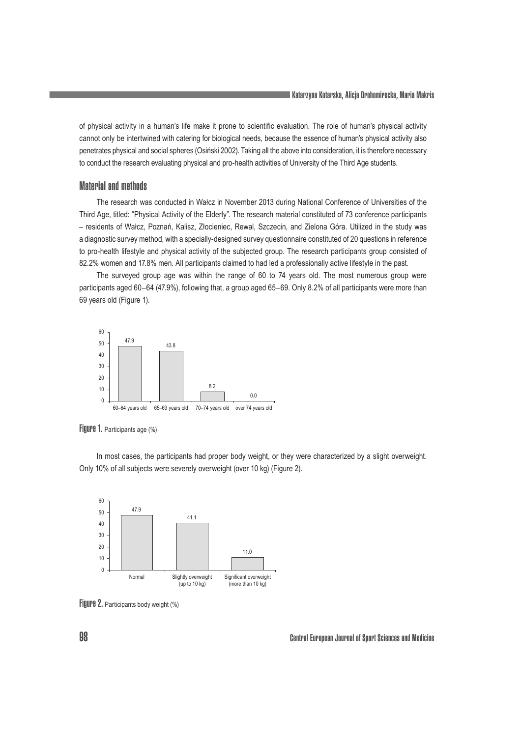of physical activity in a human's life make it prone to scientific evaluation. The role of human's physical activity cannot only be intertwined with catering for biological needs, because the essence of human's physical activity also penetrates physical and social spheres (Osiński 2002). Taking all the above into consideration, it is therefore necessary to conduct the research evaluating physical and pro-health activities of University of the Third Age students.

## Material and methods

The research was conducted in Wałcz in November 2013 during National Conference of Universities of the Third Age, titled: "Physical Activity of the Elderly". The research material constituted of 73 conference participants – residents of Wałcz, Poznań, Kalisz, Złocieniec, Rewal, Szczecin, and Zielona Góra. Utilized in the study was a diagnostic survey method, with a specially-designed survey questionnaire constituted of 20 questions in reference to pro-health lifestyle and physical activity of the subjected group. The research participants group consisted of 82.2% women and 17.8% men. All participants claimed to had led a professionally active lifestyle in the past.

The surveyed group age was within the range of 60 to 74 years old. The most numerous group were participants aged 60–64 (47.9%), following that, a group aged 65–69. Only 8.2% of all participants were more than 69 years old (Figure 1).

| Age | % |
|---|---|
| 60–64 years old | 47.9 |
| 65–69 years old | 43.8 |
| 70–74 years old | 8.2 |
| over 74 years old | 0.0 |

**Figure 1.** Participants age (%)

In most cases, the participants had proper body weight, or they were characterized by a slight overweight. Only 10% of all subjects were severely overweight (over 10 kg) (Figure 2).

| Body weight | % |
|---|---|
| Normal | 47.9 |
| Slightly overweight (up to 10 kg) | 41.1 |
| Significant overweight (more than 10 kg) | 11.0 |

**Figure 2.** Participants body weight (%)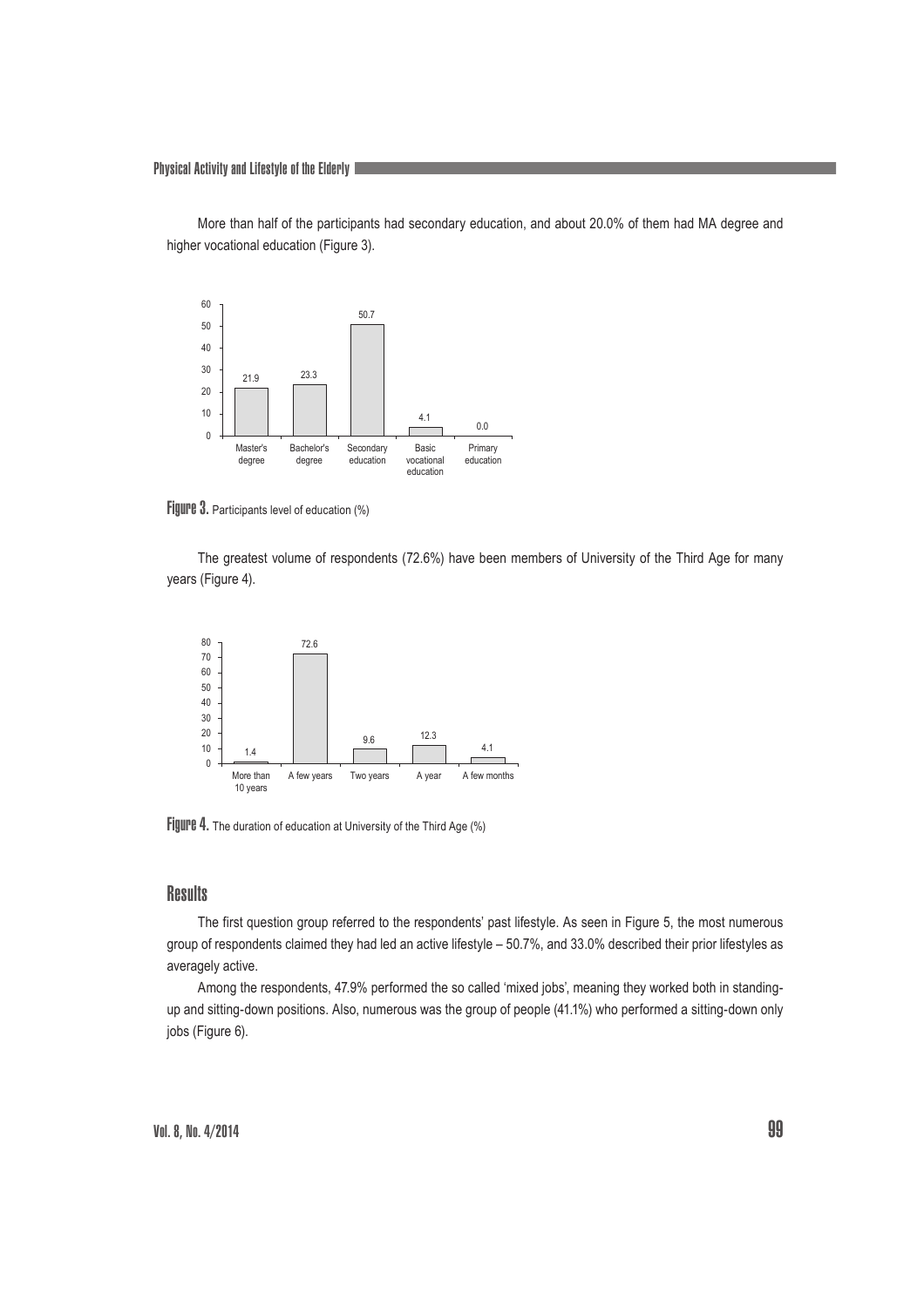More than half of the participants had secondary education, and about 20.0% of them had MA degree and higher vocational education (Figure 3).

**Figure 3.** Participants level of education (%)

The greatest volume of respondents (72.6%) have been members of University of the Third Age for many years (Figure 4).

**Figure 4.** The duration of education at University of the Third Age (%)

## Results

The first question group referred to the respondents' past lifestyle. As seen in Figure 5, the most numerous group of respondents claimed they had led an active lifestyle – 50.7%, and 33.0% described their prior lifestyles as averagely active.

Among the respondents, 47.9% performed the so called 'mixed jobs', meaning they worked both in standing-up and sitting-down positions. Also, numerous was the group of people (41.1%) who performed a sitting-down only jobs (Figure 6).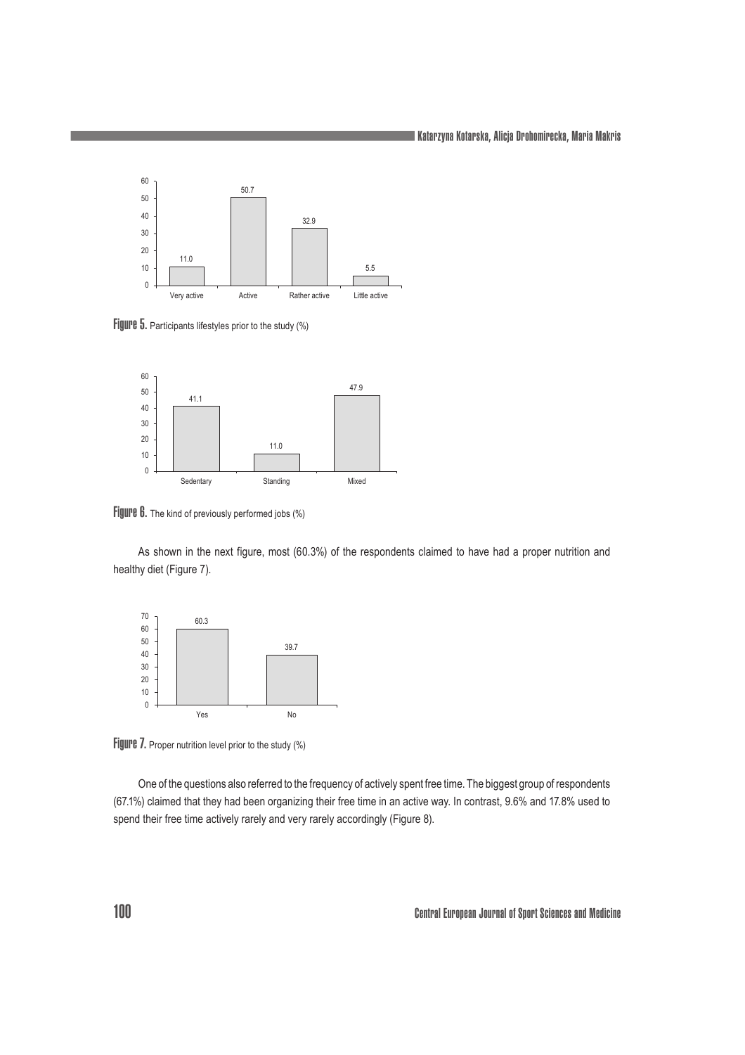Figure 5. Participants lifestyles prior to the study (%)

Figure 6. The kind of previously performed jobs (%)

As shown in the next figure, most (60.3%) of the respondents claimed to have had a proper nutrition and healthy diet (Figure 7).

Figure 7. Proper nutrition level prior to the study (%)

One of the questions also referred to the frequency of actively spent free time. The biggest group of respondents (67.1%) claimed that they had been organizing their free time in an active way. In contrast, 9.6% and 17.8% used to spend their free time actively rarely and very rarely accordingly (Figure 8).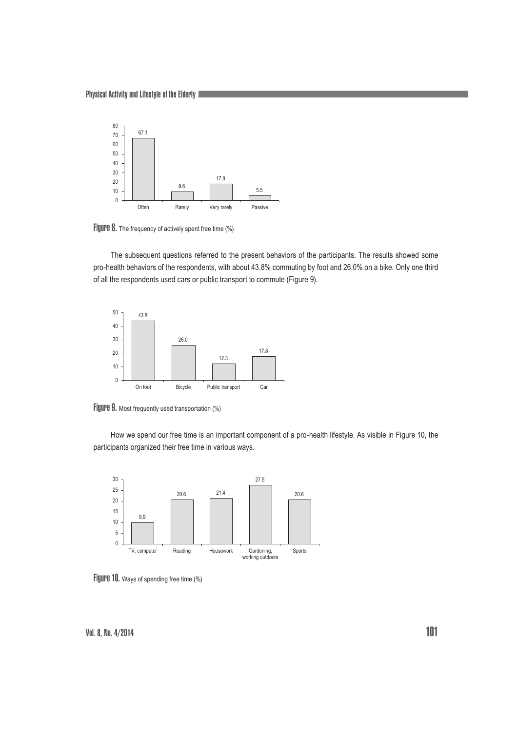Figure 8. The frequency of actively spent free time (%)

The subsequent questions referred to the present behaviors of the participants. The results showed some pro-health behaviors of the respondents, with about 43.8% commuting by foot and 26.0% on a bike. Only one third of all the respondents used cars or public transport to commute (Figure 9).

Figure 9. Most frequently used transportation (%)

How we spend our free time is an important component of a pro-health lifestyle. As visible in Figure 10, the participants organized their free time in various ways.

Figure 10. Ways of spending free time (%)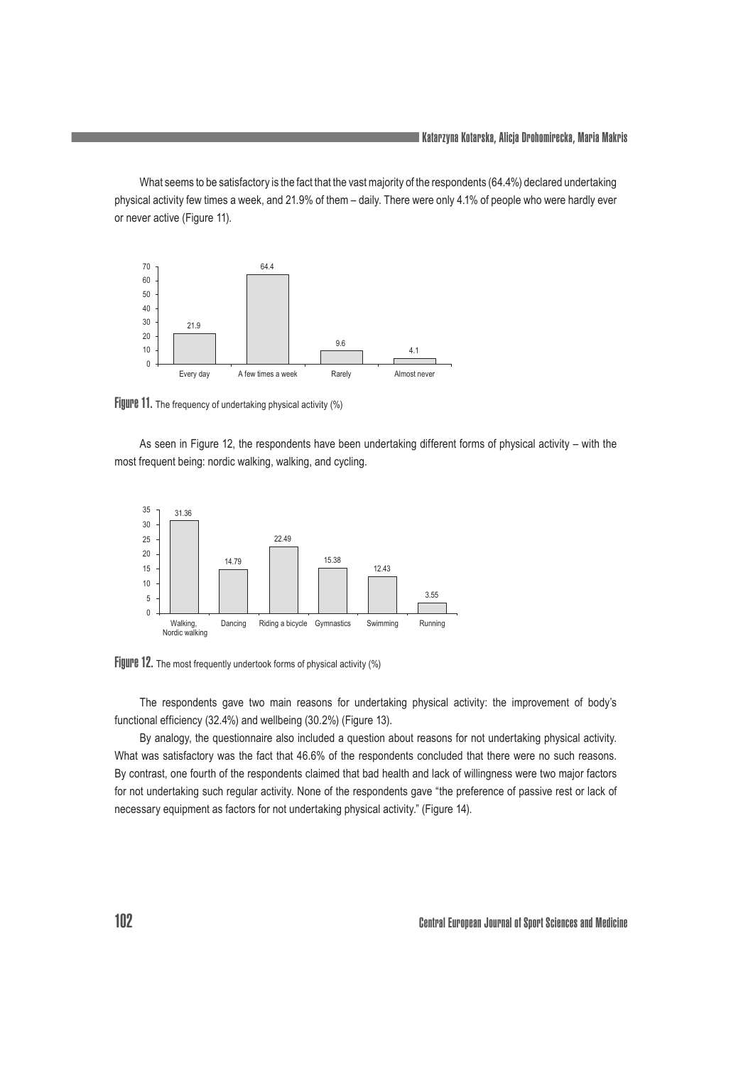What seems to be satisfactory is the fact that the vast majority of the respondents (64.4%) declared undertaking physical activity few times a week, and 21.9% of them – daily. There were only 4.1% of people who were hardly ever or never active (Figure 11).

**Figure 11.** The frequency of undertaking physical activity (%)

As seen in Figure 12, the respondents have been undertaking different forms of physical activity – with the most frequent being: nordic walking, walking, and cycling.

**Figure 12.** The most frequently undertook forms of physical activity (%)

The respondents gave two main reasons for undertaking physical activity: the improvement of body's functional efficiency (32.4%) and wellbeing (30.2%) (Figure 13).

By analogy, the questionnaire also included a question about reasons for not undertaking physical activity. What was satisfactory was the fact that 46.6% of the respondents concluded that there were no such reasons. By contrast, one fourth of the respondents claimed that bad health and lack of willingness were two major factors for not undertaking such regular activity. None of the respondents gave "the preference of passive rest or lack of necessary equipment as factors for not undertaking physical activity." (Figure 14).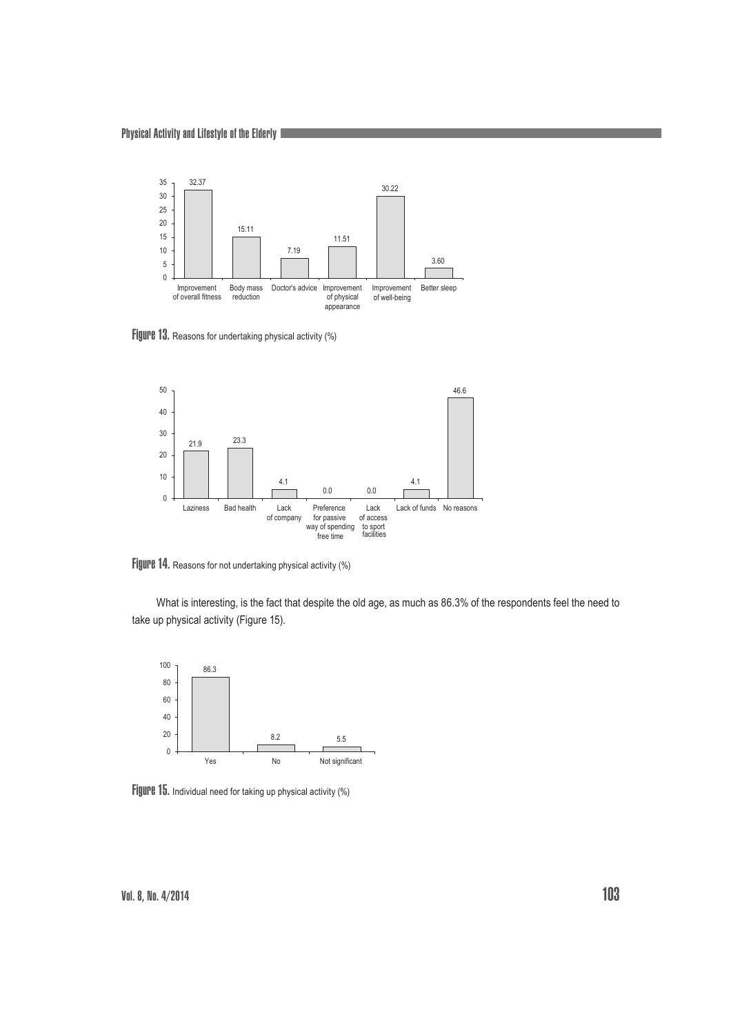Figure 13. Reasons for undertaking physical activity (%)

Figure 14. Reasons for not undertaking physical activity (%)

What is interesting, is the fact that despite the old age, as much as 86.3% of the respondents feel the need to take up physical activity (Figure 15).

Figure 15. Individual need for taking up physical activity (%)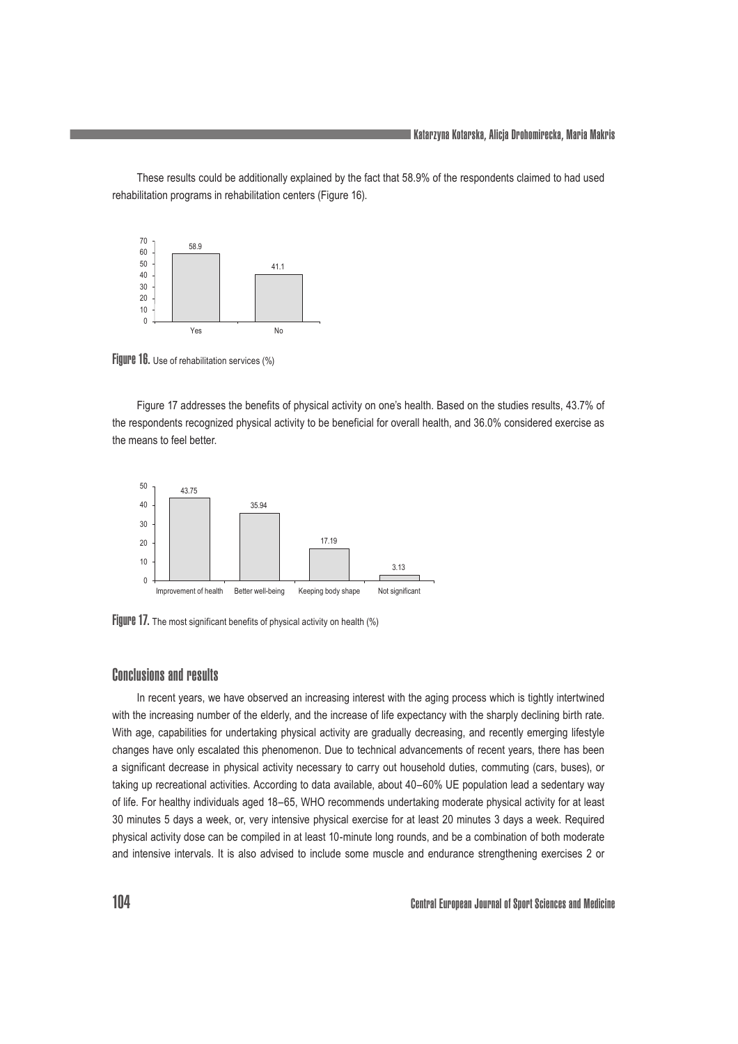These results could be additionally explained by the fact that 58.9% of the respondents claimed to had used rehabilitation programs in rehabilitation centers (Figure 16).

**Figure 16.** Use of rehabilitation services (%)

Figure 17 addresses the benefits of physical activity on one's health. Based on the studies results, 43.7% of the respondents recognized physical activity to be beneficial for overall health, and 36.0% considered exercise as the means to feel better.

**Figure 17.** The most significant benefits of physical activity on health (%)

## Conclusions and results

In recent years, we have observed an increasing interest with the aging process which is tightly intertwined with the increasing number of the elderly, and the increase of life expectancy with the sharply declining birth rate. With age, capabilities for undertaking physical activity are gradually decreasing, and recently emerging lifestyle changes have only escalated this phenomenon. Due to technical advancements of recent years, there has been a significant decrease in physical activity necessary to carry out household duties, commuting (cars, buses), or taking up recreational activities. According to data available, about 40–60% UE population lead a sedentary way of life. For healthy individuals aged 18–65, WHO recommends undertaking moderate physical activity for at least 30 minutes 5 days a week, or, very intensive physical exercise for at least 20 minutes 3 days a week. Required physical activity dose can be compiled in at least 10-minute long rounds, and be a combination of both moderate and intensive intervals. It is also advised to include some muscle and endurance strengthening exercises 2 or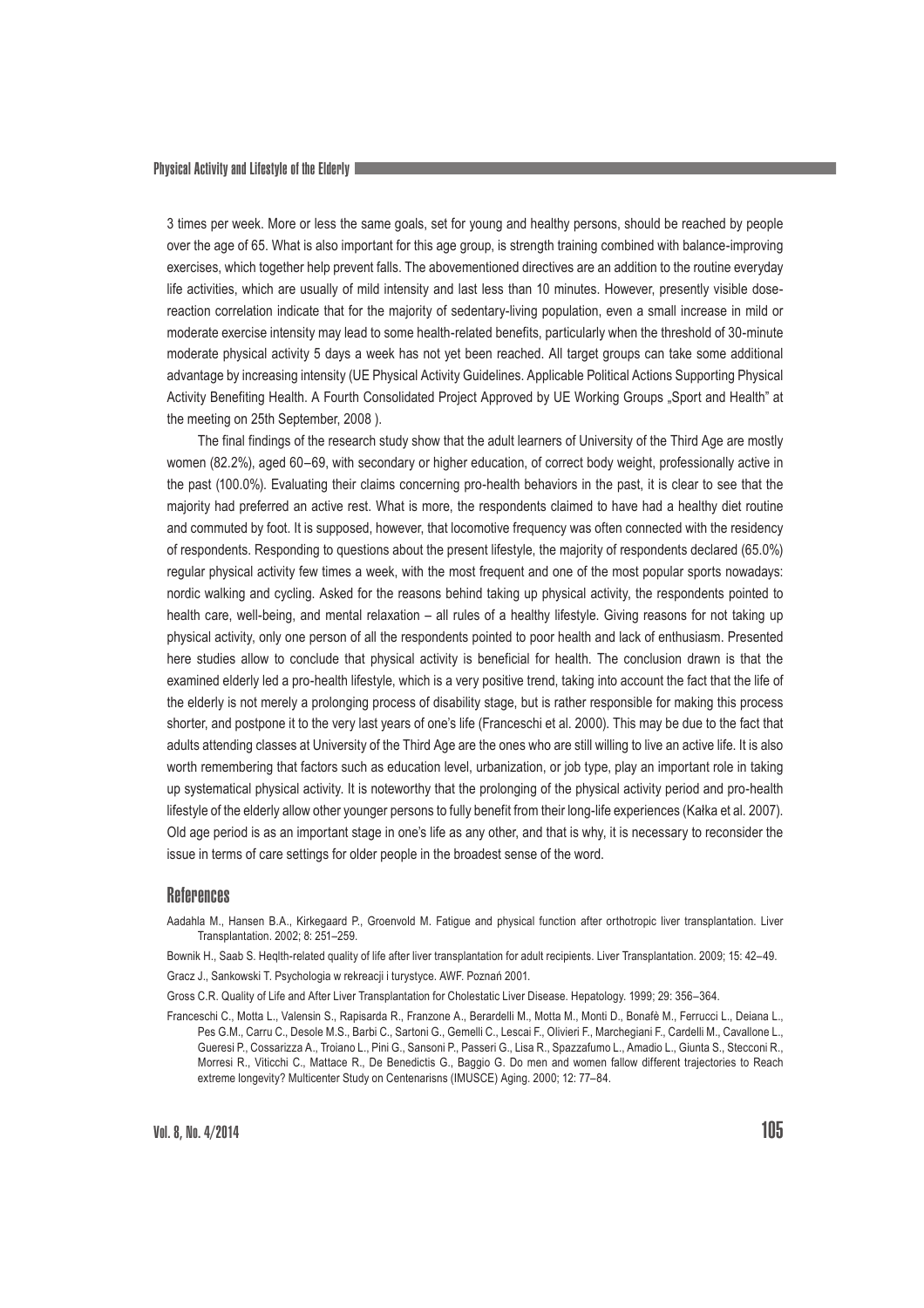3 times per week. More or less the same goals, set for young and healthy persons, should be reached by people over the age of 65. What is also important for this age group, is strength training combined with balance-improving exercises, which together help prevent falls. The abovementioned directives are an addition to the routine everyday life activities, which are usually of mild intensity and last less than 10 minutes. However, presently visible dose-reaction correlation indicate that for the majority of sedentary-living population, even a small increase in mild or moderate exercise intensity may lead to some health-related benefits, particularly when the threshold of 30-minute moderate physical activity 5 days a week has not yet been reached. All target groups can take some additional advantage by increasing intensity (UE Physical Activity Guidelines. Applicable Political Actions Supporting Physical Activity Benefiting Health. A Fourth Consolidated Project Approved by UE Working Groups „Sport and Health" at the meeting on 25th September, 2008 ).

The final findings of the research study show that the adult learners of University of the Third Age are mostly women (82.2%), aged 60–69, with secondary or higher education, of correct body weight, professionally active in the past (100.0%). Evaluating their claims concerning pro-health behaviors in the past, it is clear to see that the majority had preferred an active rest. What is more, the respondents claimed to have had a healthy diet routine and commuted by foot. It is supposed, however, that locomotive frequency was often connected with the residency of respondents. Responding to questions about the present lifestyle, the majority of respondents declared (65.0%) regular physical activity few times a week, with the most frequent and one of the most popular sports nowadays: nordic walking and cycling. Asked for the reasons behind taking up physical activity, the respondents pointed to health care, well-being, and mental relaxation – all rules of a healthy lifestyle. Giving reasons for not taking up physical activity, only one person of all the respondents pointed to poor health and lack of enthusiasm. Presented here studies allow to conclude that physical activity is beneficial for health. The conclusion drawn is that the examined elderly led a pro-health lifestyle, which is a very positive trend, taking into account the fact that the life of the elderly is not merely a prolonging process of disability stage, but is rather responsible for making this process shorter, and postpone it to the very last years of one's life (Franceschi et al. 2000). This may be due to the fact that adults attending classes at University of the Third Age are the ones who are still willing to live an active life. It is also worth remembering that factors such as education level, urbanization, or job type, play an important role in taking up systematical physical activity. It is noteworthy that the prolonging of the physical activity period and pro-health lifestyle of the elderly allow other younger persons to fully benefit from their long-life experiences (Kałka et al. 2007). Old age period is as an important stage in one's life as any other, and that is why, it is necessary to reconsider the issue in terms of care settings for older people in the broadest sense of the word.

## References

Aadahla M., Hansen B.A., Kirkegaard P., Groenvold M. Fatigue and physical function after orthotropic liver transplantation. Liver Transplantation. 2002; 8: 251–259.

Bownik H., Saab S. Heqlth-related quality of life after liver transplantation for adult recipients. Liver Transplantation. 2009; 15: 42–49.

Gracz J., Sankowski T. Psychologia w rekreacji i turystyce. AWF. Poznań 2001.

Gross C.R. Quality of Life and After Liver Transplantation for Cholestatic Liver Disease. Hepatology. 1999; 29: 356–364.

Franceschi C., Motta L., Valensin S., Rapisarda R., Franzone A., Berardelli M., Motta M., Monti D., Bonafè M., Ferrucci L., Deiana L., Pes G.M., Carru C., Desole M.S., Barbi C., Sartoni G., Gemelli C., Lescai F., Olivieri F., Marchegiani F., Cardelli M., Cavallone L., Gueresi P., Cossarizza A., Troiano L., Pini G., Sansoni P., Passeri G., Lisa R., Spazzafumo L., Amadio L., Giunta S., Stecconi R., Morresi R., Viticchi C., Mattace R., De Benedictis G., Baggio G. Do men and women fallow different trajectories to Reach extreme longevity? Multicenter Study on Centenarisns (IMUSCE) Aging. 2000; 12: 77–84.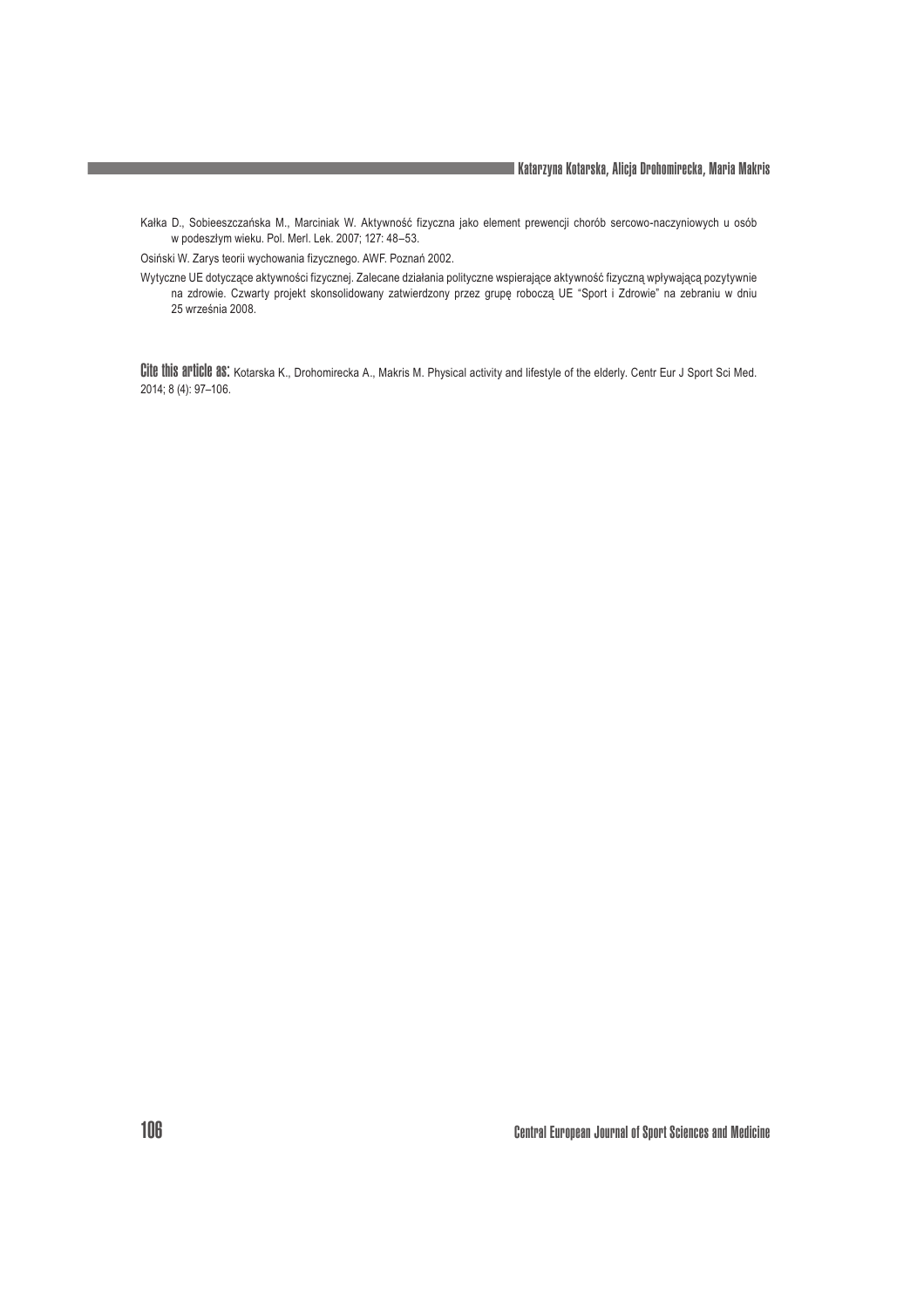Kałka D., Sobieeszczańska M., Marciniak W. Aktywność fizyczna jako element prewencji chorób sercowo-naczyniowych u osób w podeszłym wieku. Pol. Merl. Lek. 2007; 127: 48–53.

Osiński W. Zarys teorii wychowania fizycznego. AWF. Poznań 2002.

Wytyczne UE dotyczące aktywności fizycznej. Zalecane działania polityczne wspierające aktywność fizyczną wpływającą pozytywnie na zdrowie. Czwarty projekt skonsolidowany zatwierdzony przez grupę roboczą UE "Sport i Zdrowie" na zebraniu w dniu 25 września 2008.

**Cite this article as:** Kotarska K., Drohomirecka A., Makris M. Physical activity and lifestyle of the elderly. Centr Eur J Sport Sci Med. 2014; 8 (4): 97–106.